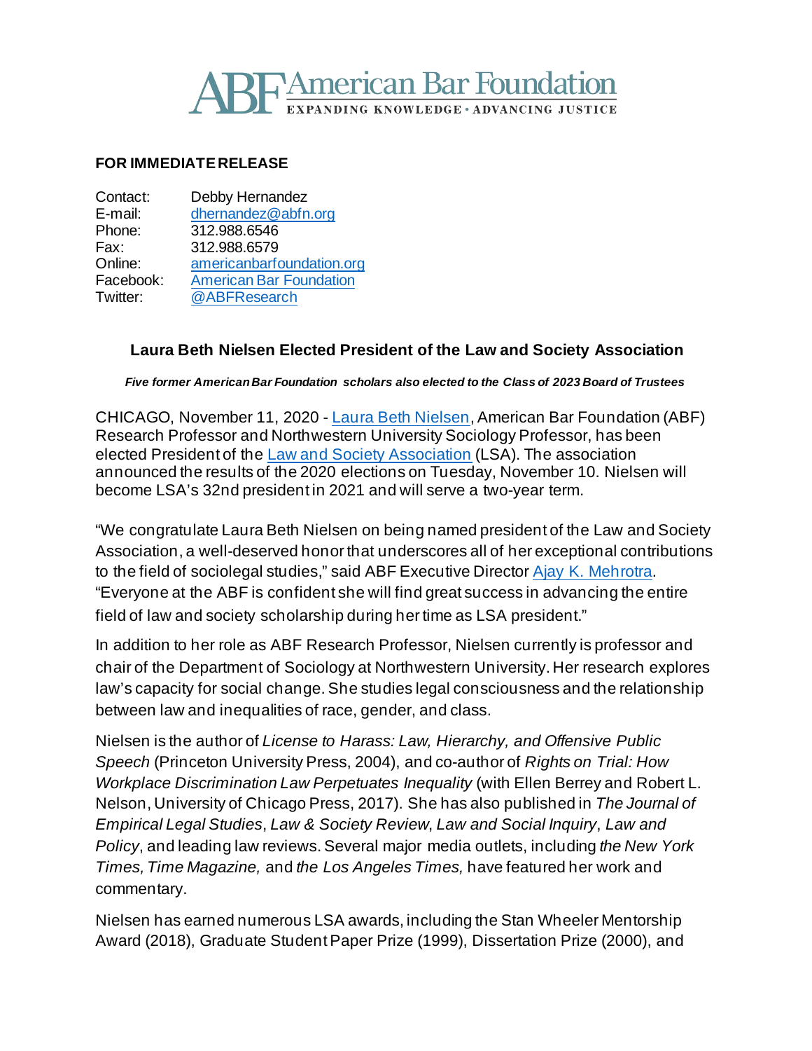American Bar Foundation
EXPANDING KNOWLEDGE • ADVANCING JUSTICE

**FOR IMMEDIATE RELEASE**

| | |
|---|---|
| Contact: | Debby Hernandez |
| E-mail: | dhernandez@abfn.org |
| Phone: | 312.988.6546 |
| Fax: | 312.988.6579 |
| Online: | americanbarfoundation.org |
| Facebook: | American Bar Foundation |
| Twitter: | @ABFResearch |

## Laura Beth Nielsen Elected President of the Law and Society Association

***Five former American Bar Foundation scholars also elected to the Class of 2023 Board of Trustees***

CHICAGO, November 11, 2020 - Laura Beth Nielsen, American Bar Foundation (ABF) Research Professor and Northwestern University Sociology Professor, has been elected President of the Law and Society Association (LSA). The association announced the results of the 2020 elections on Tuesday, November 10. Nielsen will become LSA's 32nd president in 2021 and will serve a two-year term.

"We congratulate Laura Beth Nielsen on being named president of the Law and Society Association, a well-deserved honor that underscores all of her exceptional contributions to the field of sociolegal studies," said ABF Executive Director Ajay K. Mehrotra. "Everyone at the ABF is confident she will find great success in advancing the entire field of law and society scholarship during her time as LSA president."

In addition to her role as ABF Research Professor, Nielsen currently is professor and chair of the Department of Sociology at Northwestern University. Her research explores law's capacity for social change. She studies legal consciousness and the relationship between law and inequalities of race, gender, and class.

Nielsen is the author of *License to Harass: Law, Hierarchy, and Offensive Public Speech* (Princeton University Press, 2004), and co-author of *Rights on Trial: How Workplace Discrimination Law Perpetuates Inequality* (with Ellen Berrey and Robert L. Nelson, University of Chicago Press, 2017). She has also published in *The Journal of Empirical Legal Studies*, *Law & Society Review*, *Law and Social Inquiry*, *Law and Policy*, and leading law reviews. Several major media outlets, including *the New York Times, Time Magazine,* and *the Los Angeles Times,* have featured her work and commentary.

Nielsen has earned numerous LSA awards, including the Stan Wheeler Mentorship Award (2018), Graduate Student Paper Prize (1999), Dissertation Prize (2000), and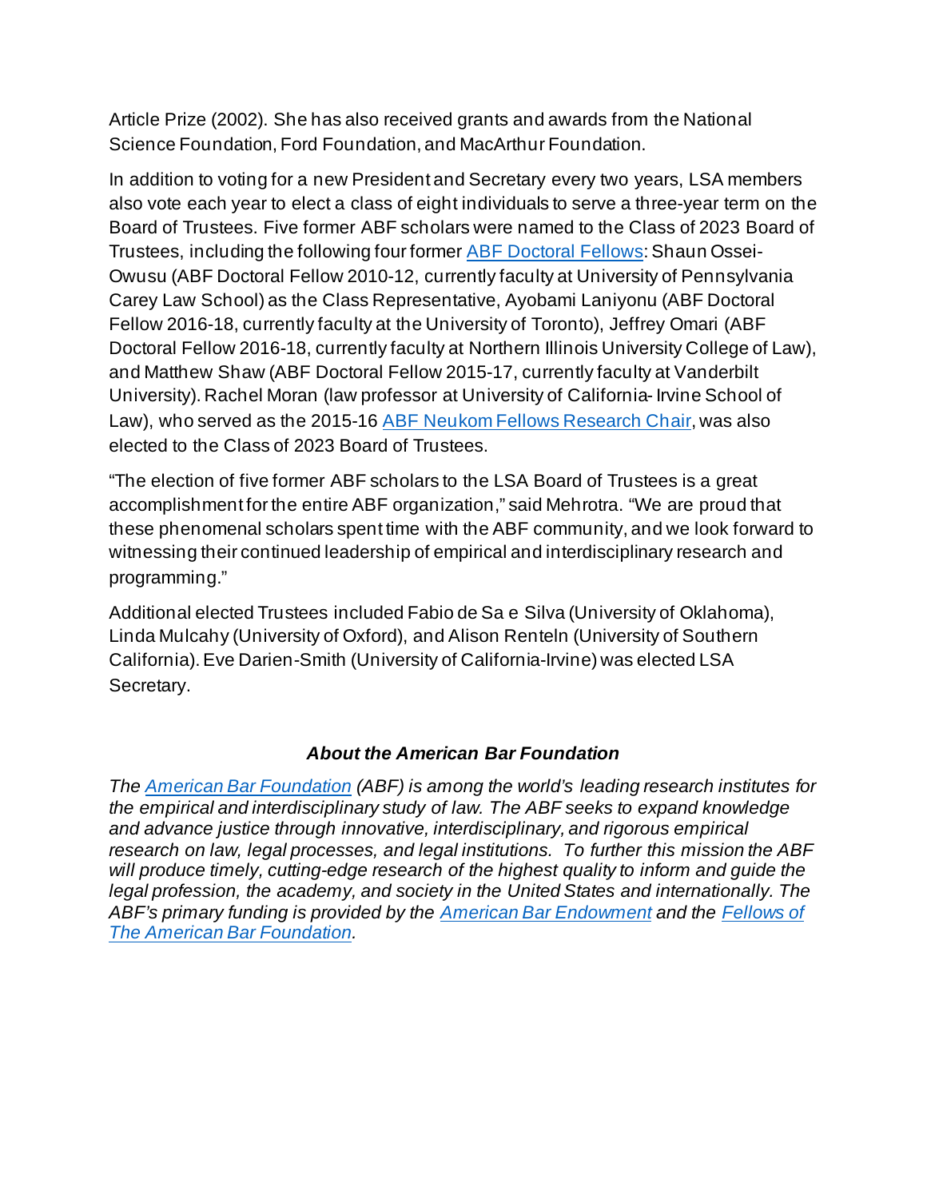Article Prize (2002). She has also received grants and awards from the National Science Foundation, Ford Foundation, and MacArthur Foundation.

In addition to voting for a new President and Secretary every two years, LSA members also vote each year to elect a class of eight individuals to serve a three-year term on the Board of Trustees. Five former ABF scholars were named to the Class of 2023 Board of Trustees, including the following four former [ABF Doctoral Fellows](): Shaun Ossei-Owusu (ABF Doctoral Fellow 2010-12, currently faculty at University of Pennsylvania Carey Law School) as the Class Representative, Ayobami Laniyonu (ABF Doctoral Fellow 2016-18, currently faculty at the University of Toronto), Jeffrey Omari (ABF Doctoral Fellow 2016-18, currently faculty at Northern Illinois University College of Law), and Matthew Shaw (ABF Doctoral Fellow 2015-17, currently faculty at Vanderbilt University). Rachel Moran (law professor at University of California- Irvine School of Law), who served as the 2015-16 [ABF Neukom Fellows Research Chair](), was also elected to the Class of 2023 Board of Trustees.

"The election of five former ABF scholars to the LSA Board of Trustees is a great accomplishment for the entire ABF organization," said Mehrotra. "We are proud that these phenomenal scholars spent time with the ABF community, and we look forward to witnessing their continued leadership of empirical and interdisciplinary research and programming."

Additional elected Trustees included Fabio de Sa e Silva (University of Oklahoma), Linda Mulcahy (University of Oxford), and Alison Renteln (University of Southern California). Eve Darien-Smith (University of California-Irvine) was elected LSA Secretary.

### *About the American Bar Foundation*

*The [American Bar Foundation]() (ABF) is among the world's leading research institutes for the empirical and interdisciplinary study of law. The ABF seeks to expand knowledge and advance justice through innovative, interdisciplinary, and rigorous empirical research on law, legal processes, and legal institutions. To further this mission the ABF will produce timely, cutting-edge research of the highest quality to inform and guide the legal profession, the academy, and society in the United States and internationally. The ABF's primary funding is provided by the [American Bar Endowment]() and the [Fellows of The American Bar Foundation]().*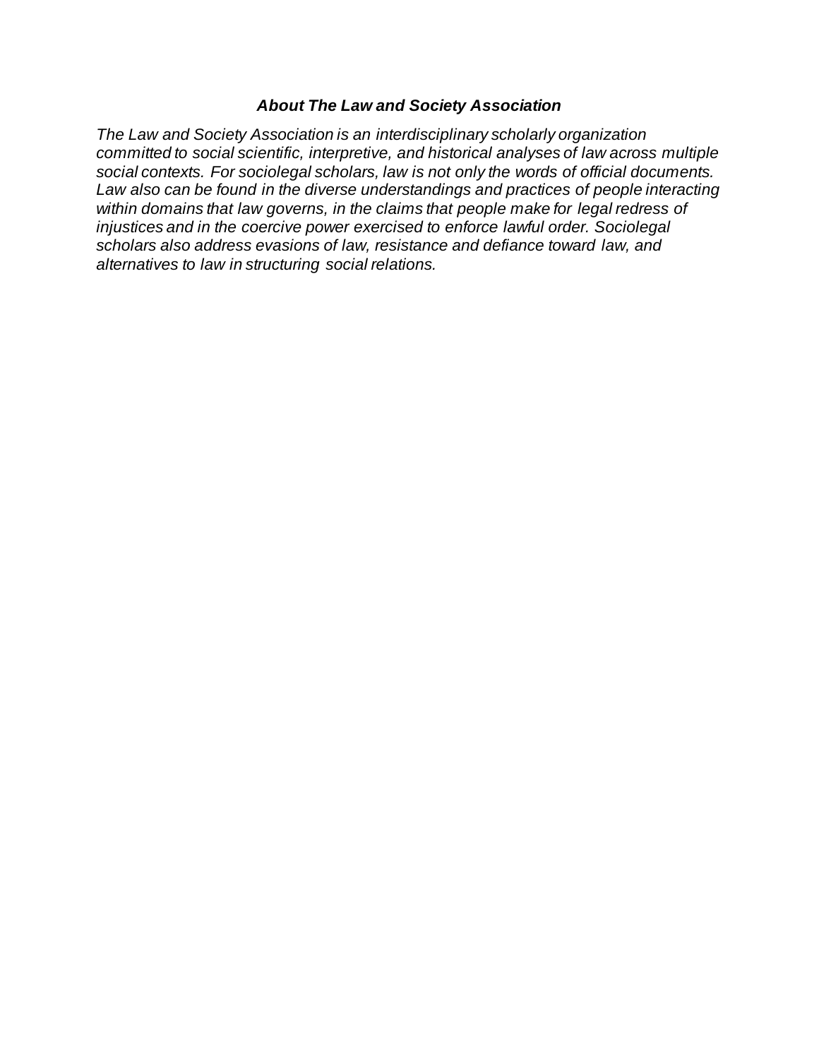### *About The Law and Society Association*

*The Law and Society Association is an interdisciplinary scholarly organization committed to social scientific, interpretive, and historical analyses of law across multiple social contexts. For sociolegal scholars, law is not only the words of official documents. Law also can be found in the diverse understandings and practices of people interacting within domains that law governs, in the claims that people make for legal redress of injustices and in the coercive power exercised to enforce lawful order. Sociolegal scholars also address evasions of law, resistance and defiance toward law, and alternatives to law in structuring social relations.*